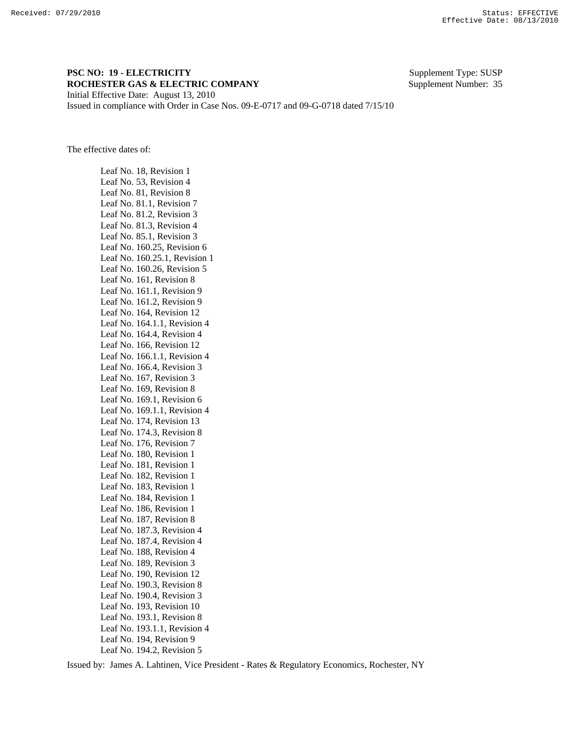**PSC NO: 19 - ELECTRICITY** Supplement Type: SUSP
**ROCHESTER GAS & ELECTRIC COMPANY** Supplement Number: 35
Initial Effective Date: August 13, 2010
Issued in compliance with Order in Case Nos. 09-E-0717 and 09-G-0718 dated 7/15/10

The effective dates of:

Leaf No. 18, Revision 1
Leaf No. 53, Revision 4
Leaf No. 81, Revision 8
Leaf No. 81.1, Revision 7
Leaf No. 81.2, Revision 3
Leaf No. 81.3, Revision 4
Leaf No. 85.1, Revision 3
Leaf No. 160.25, Revision 6
Leaf No. 160.25.1, Revision 1
Leaf No. 160.26, Revision 5
Leaf No. 161, Revision 8
Leaf No. 161.1, Revision 9
Leaf No. 161.2, Revision 9
Leaf No. 164, Revision 12
Leaf No. 164.1.1, Revision 4
Leaf No. 164.4, Revision 4
Leaf No. 166, Revision 12
Leaf No. 166.1.1, Revision 4
Leaf No. 166.4, Revision 3
Leaf No. 167, Revision 3
Leaf No. 169, Revision 8
Leaf No. 169.1, Revision 6
Leaf No. 169.1.1, Revision 4
Leaf No. 174, Revision 13
Leaf No. 174.3, Revision 8
Leaf No. 176, Revision 7
Leaf No. 180, Revision 1
Leaf No. 181, Revision 1
Leaf No. 182, Revision 1
Leaf No. 183, Revision 1
Leaf No. 184, Revision 1
Leaf No. 186, Revision 1
Leaf No. 187, Revision 8
Leaf No. 187.3, Revision 4
Leaf No. 187.4, Revision 4
Leaf No. 188, Revision 4
Leaf No. 189, Revision 3
Leaf No. 190, Revision 12
Leaf No. 190.3, Revision 8
Leaf No. 190.4, Revision 3
Leaf No. 193, Revision 10
Leaf No. 193.1, Revision 8
Leaf No. 193.1.1, Revision 4
Leaf No. 194, Revision 9
Leaf No. 194.2, Revision 5

Issued by: James A. Lahtinen, Vice President - Rates & Regulatory Economics, Rochester, NY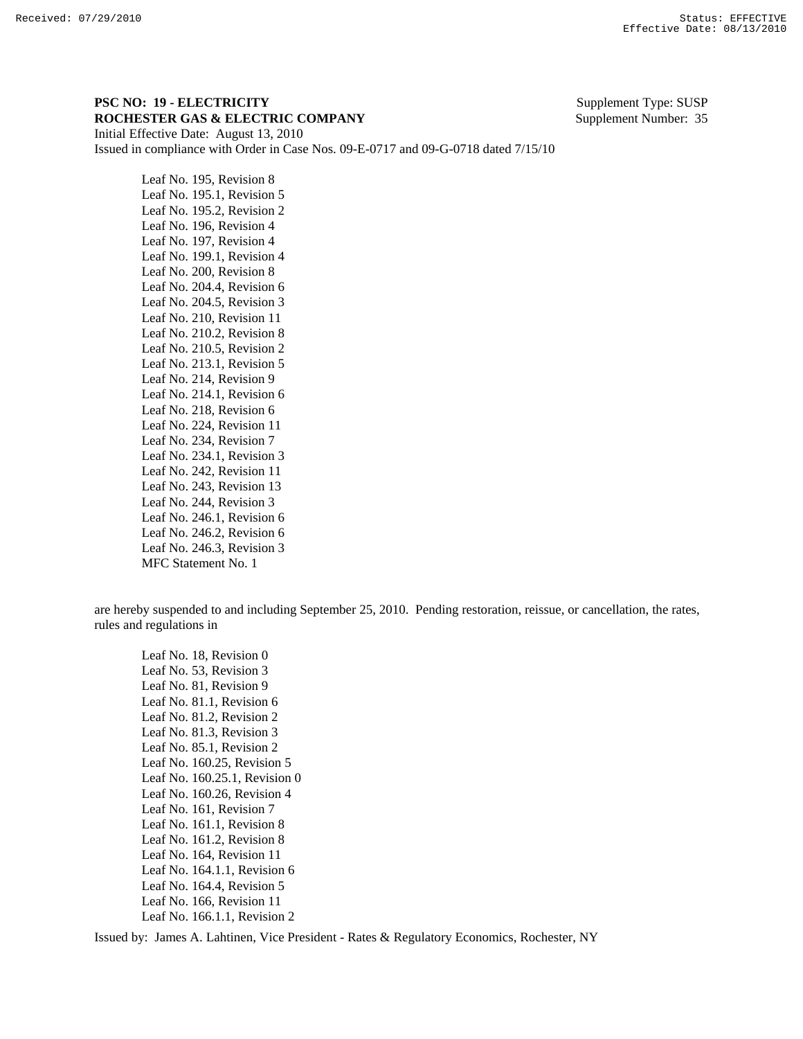**PSC NO: 19 - ELECTRICITY** Supplement Type: SUSP
**ROCHESTER GAS & ELECTRIC COMPANY** Supplement Number: 35
Initial Effective Date: August 13, 2010
Issued in compliance with Order in Case Nos. 09-E-0717 and 09-G-0718 dated 7/15/10

Leaf No. 195, Revision 8
Leaf No. 195.1, Revision 5
Leaf No. 195.2, Revision 2
Leaf No. 196, Revision 4
Leaf No. 197, Revision 4
Leaf No. 199.1, Revision 4
Leaf No. 200, Revision 8
Leaf No. 204.4, Revision 6
Leaf No. 204.5, Revision 3
Leaf No. 210, Revision 11
Leaf No. 210.2, Revision 8
Leaf No. 210.5, Revision 2
Leaf No. 213.1, Revision 5
Leaf No. 214, Revision 9
Leaf No. 214.1, Revision 6
Leaf No. 218, Revision 6
Leaf No. 224, Revision 11
Leaf No. 234, Revision 7
Leaf No. 234.1, Revision 3
Leaf No. 242, Revision 11
Leaf No. 243, Revision 13
Leaf No. 244, Revision 3
Leaf No. 246.1, Revision 6
Leaf No. 246.2, Revision 6
Leaf No. 246.3, Revision 3
MFC Statement No. 1

are hereby suspended to and including September 25, 2010. Pending restoration, reissue, or cancellation, the rates, rules and regulations in

Leaf No. 18, Revision 0
Leaf No. 53, Revision 3
Leaf No. 81, Revision 9
Leaf No. 81.1, Revision 6
Leaf No. 81.2, Revision 2
Leaf No. 81.3, Revision 3
Leaf No. 85.1, Revision 2
Leaf No. 160.25, Revision 5
Leaf No. 160.25.1, Revision 0
Leaf No. 160.26, Revision 4
Leaf No. 161, Revision 7
Leaf No. 161.1, Revision 8
Leaf No. 161.2, Revision 8
Leaf No. 164, Revision 11
Leaf No. 164.1.1, Revision 6
Leaf No. 164.4, Revision 5
Leaf No. 166, Revision 11
Leaf No. 166.1.1, Revision 2

Issued by: James A. Lahtinen, Vice President - Rates & Regulatory Economics, Rochester, NY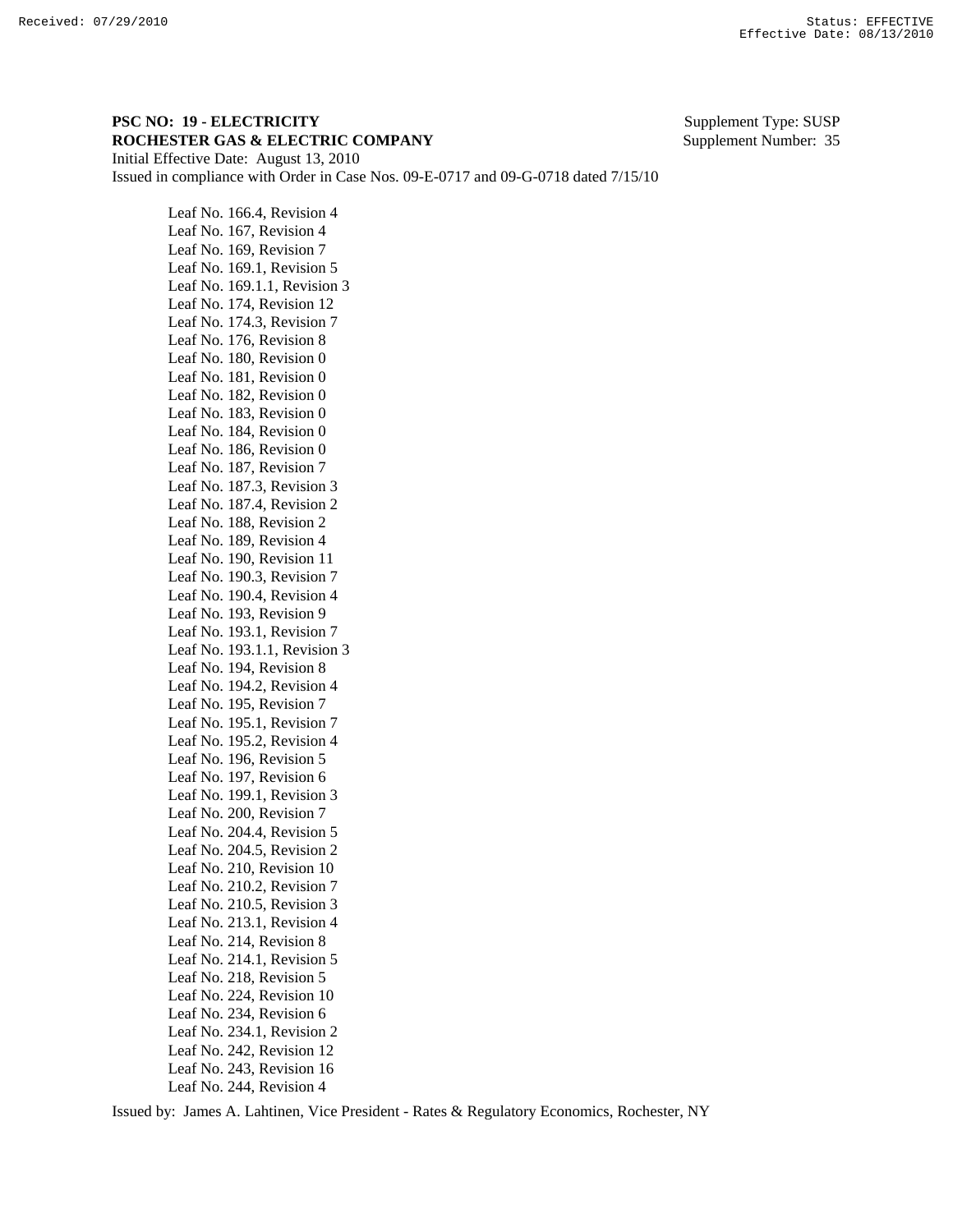**PSC NO: 19 - ELECTRICITY** Supplement Type: SUSP
**ROCHESTER GAS & ELECTRIC COMPANY** Supplement Number: 35
Initial Effective Date: August 13, 2010
Issued in compliance with Order in Case Nos. 09-E-0717 and 09-G-0718 dated 7/15/10

Leaf No. 166.4, Revision 4
Leaf No. 167, Revision 4
Leaf No. 169, Revision 7
Leaf No. 169.1, Revision 5
Leaf No. 169.1.1, Revision 3
Leaf No. 174, Revision 12
Leaf No. 174.3, Revision 7
Leaf No. 176, Revision 8
Leaf No. 180, Revision 0
Leaf No. 181, Revision 0
Leaf No. 182, Revision 0
Leaf No. 183, Revision 0
Leaf No. 184, Revision 0
Leaf No. 186, Revision 0
Leaf No. 187, Revision 7
Leaf No. 187.3, Revision 3
Leaf No. 187.4, Revision 2
Leaf No. 188, Revision 2
Leaf No. 189, Revision 4
Leaf No. 190, Revision 11
Leaf No. 190.3, Revision 7
Leaf No. 190.4, Revision 4
Leaf No. 193, Revision 9
Leaf No. 193.1, Revision 7
Leaf No. 193.1.1, Revision 3
Leaf No. 194, Revision 8
Leaf No. 194.2, Revision 4
Leaf No. 195, Revision 7
Leaf No. 195.1, Revision 7
Leaf No. 195.2, Revision 4
Leaf No. 196, Revision 5
Leaf No. 197, Revision 6
Leaf No. 199.1, Revision 3
Leaf No. 200, Revision 7
Leaf No. 204.4, Revision 5
Leaf No. 204.5, Revision 2
Leaf No. 210, Revision 10
Leaf No. 210.2, Revision 7
Leaf No. 210.5, Revision 3
Leaf No. 213.1, Revision 4
Leaf No. 214, Revision 8
Leaf No. 214.1, Revision 5
Leaf No. 218, Revision 5
Leaf No. 224, Revision 10
Leaf No. 234, Revision 6
Leaf No. 234.1, Revision 2
Leaf No. 242, Revision 12
Leaf No. 243, Revision 16
Leaf No. 244, Revision 4

Issued by: James A. Lahtinen, Vice President - Rates & Regulatory Economics, Rochester, NY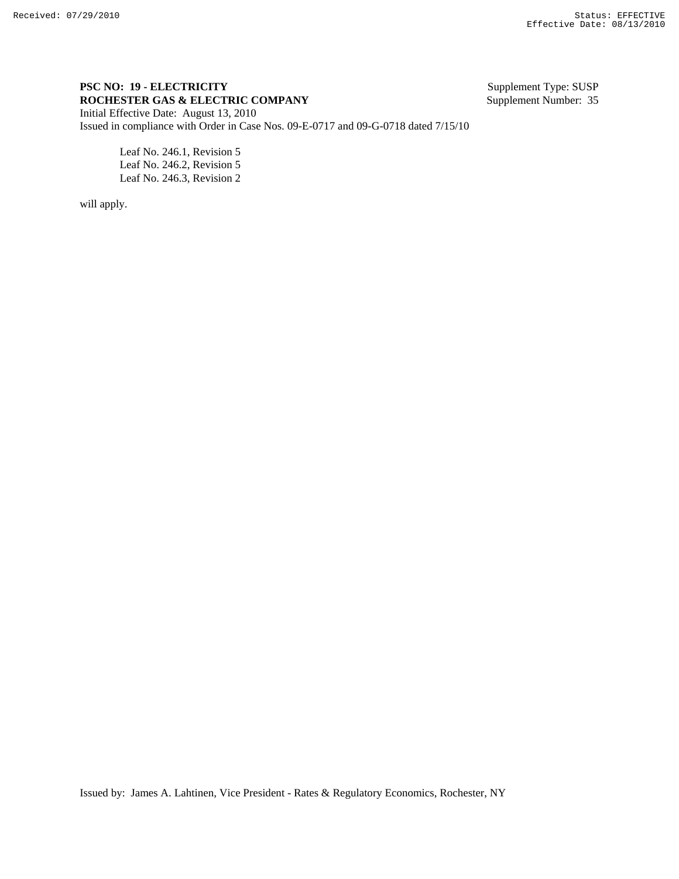**PSC NO: 19 - ELECTRICITY** Supplement Type: SUSP
**ROCHESTER GAS & ELECTRIC COMPANY** Supplement Number: 35
Initial Effective Date: August 13, 2010
Issued in compliance with Order in Case Nos. 09-E-0717 and 09-G-0718 dated 7/15/10

Leaf No. 246.1, Revision 5
Leaf No. 246.2, Revision 5
Leaf No. 246.3, Revision 2

will apply.

Issued by: James A. Lahtinen, Vice President - Rates & Regulatory Economics, Rochester, NY